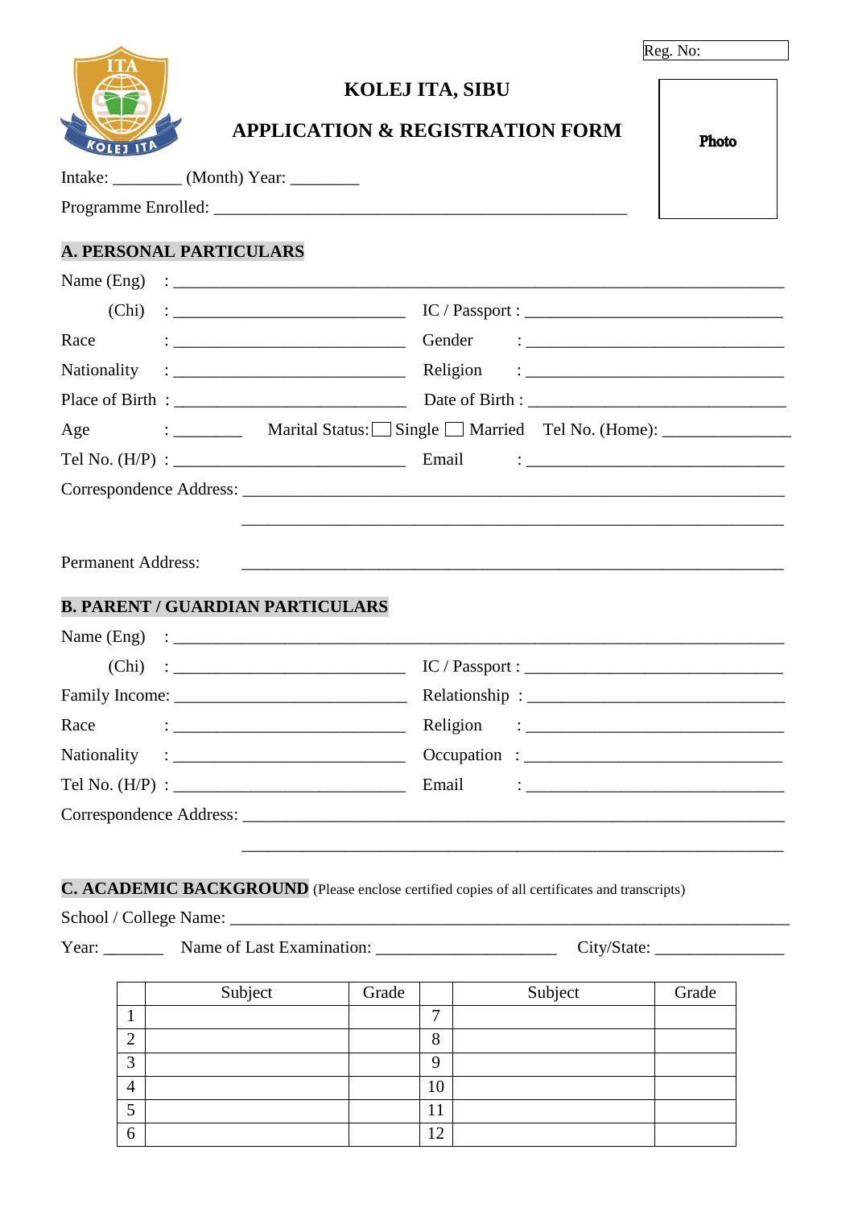Reg. No:

# KOLEJ ITA, SIBU

## APPLICATION & REGISTRATION FORM

Photo

Intake: ________ (Month) Year: ________

Programme Enrolled: __________________________________________________

## A. PERSONAL PARTICULARS

Name (Eng) : ____________________________________________________________

(Chi) : ____________________________ IC / Passport : ______________________________

Race : ____________________________ Gender : ______________________________

Nationality : ____________________________ Religion : ______________________________

Place of Birth : ____________________________ Date of Birth : ______________________________

Age : ________ Marital Status: ☐ Single ☐ Married Tel No. (Home): ______________

Tel No. (H/P) : ____________________________ Email : ______________________________

Correspondence Address: ________________________________________________________________

________________________________________________________________

Permanent Address: ________________________________________________________________

## B. PARENT / GUARDIAN PARTICULARS

Name (Eng) : ____________________________________________________________

(Chi) : ____________________________ IC / Passport : ______________________________

Family Income: ____________________________ Relationship : ______________________________

Race : ____________________________ Religion : ______________________________

Nationality : ____________________________ Occupation : ______________________________

Tel No. (H/P) : ____________________________ Email : ______________________________

Correspondence Address: ________________________________________________________________

________________________________________________________________

## C. ACADEMIC BACKGROUND (Please enclose certified copies of all certificates and transcripts)

School / College Name: ________________________________________________________________

Year: _______ Name of Last Examination: _____________________ City/State: ______________

| | Subject | Grade | | Subject | Grade |
|---|---|---|---|---|---|
| 1 | | | 7 | | |
| 2 | | | 8 | | |
| 3 | | | 9 | | |
| 4 | | | 10 | | |
| 5 | | | 11 | | |
| 6 | | | 12 | | |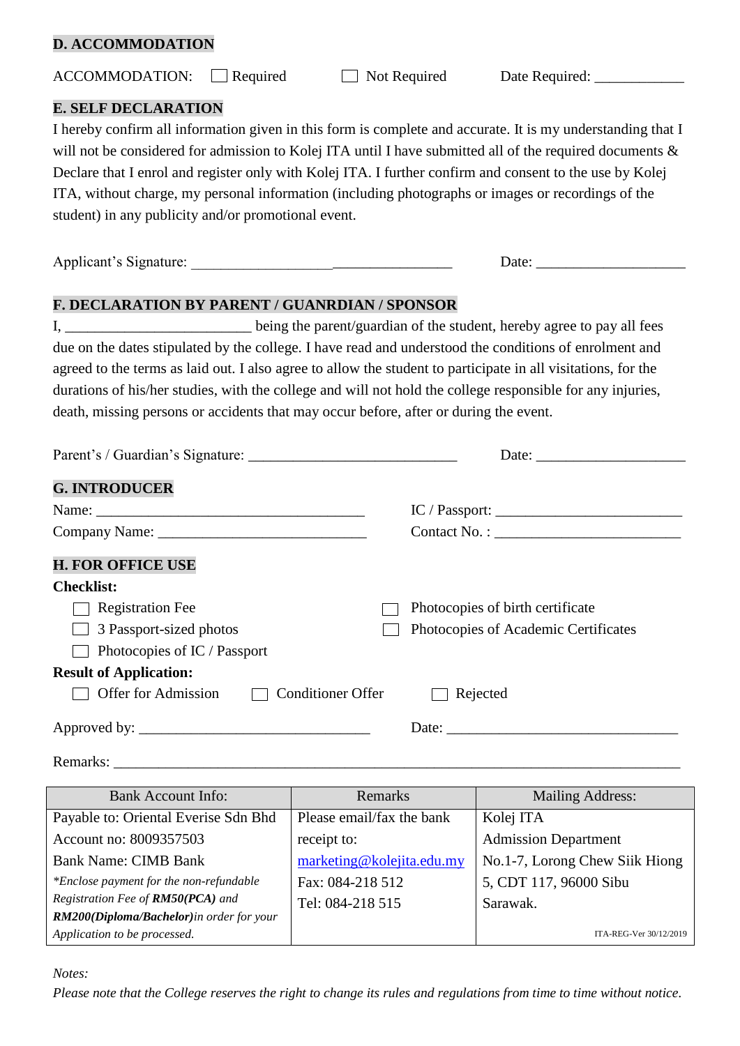## D. ACCOMMODATION

ACCOMMODATION: ☐ Required ☐ Not Required Date Required: ____________

## E. SELF DECLARATION

I hereby confirm all information given in this form is complete and accurate. It is my understanding that I will not be considered for admission to Kolej ITA until I have submitted all of the required documents & Declare that I enrol and register only with Kolej ITA. I further confirm and consent to the use by Kolej ITA, without charge, my personal information (including photographs or images or recordings of the student) in any publicity and/or promotional event.

Applicant's Signature: ___________________________________ Date: ____________________

## F. DECLARATION BY PARENT / GUANRDIAN / SPONSOR

I, _________________________ being the parent/guardian of the student, hereby agree to pay all fees due on the dates stipulated by the college. I have read and understood the conditions of enrolment and agreed to the terms as laid out. I also agree to allow the student to participate in all visitations, for the durations of his/her studies, with the college and will not hold the college responsible for any injuries, death, missing persons or accidents that may occur before, after or during the event.

Parent's / Guardian's Signature: ____________________________ Date: ____________________

## G. INTRODUCER

Name: ____________________________________ IC / Passport: _________________________

Company Name: ____________________________ Contact No. : _________________________

## H. FOR OFFICE USE

**Checklist:**

- ☐ Registration Fee
- ☐ 3 Passport-sized photos
- ☐ Photocopies of IC / Passport
- ☐ Photocopies of birth certificate
- ☐ Photocopies of Academic Certificates

**Result of Application:**

☐ Offer for Admission ☐ Conditioner Offer ☐ Rejected

Approved by: ______________________________ Date: _______________________________

Remarks: ___________________________________________________________________________

| Bank Account Info: | Remarks | Mailing Address: |
|---|---|---|
| Payable to: Oriental Everise Sdn Bhd<br>Account no: 8009357503<br>Bank Name: CIMB Bank<br>*\*Enclose payment for the non-refundable Registration Fee of **RM50(PCA)** and **RM200(Diploma/Bachelor)** in order for your Application to be processed.* | Please email/fax the bank receipt to:<br>marketing@kolejita.edu.my<br>Fax: 084-218 512<br>Tel: 084-218 515 | Kolej ITA<br>Admission Department<br>No.1-7, Lorong Chew Siik Hiong 5, CDT 117, 96000 Sibu<br>Sarawak.<br>ITA-REG-Ver 30/12/2019 |

*Notes:*

*Please note that the College reserves the right to change its rules and regulations from time to time without notice.*